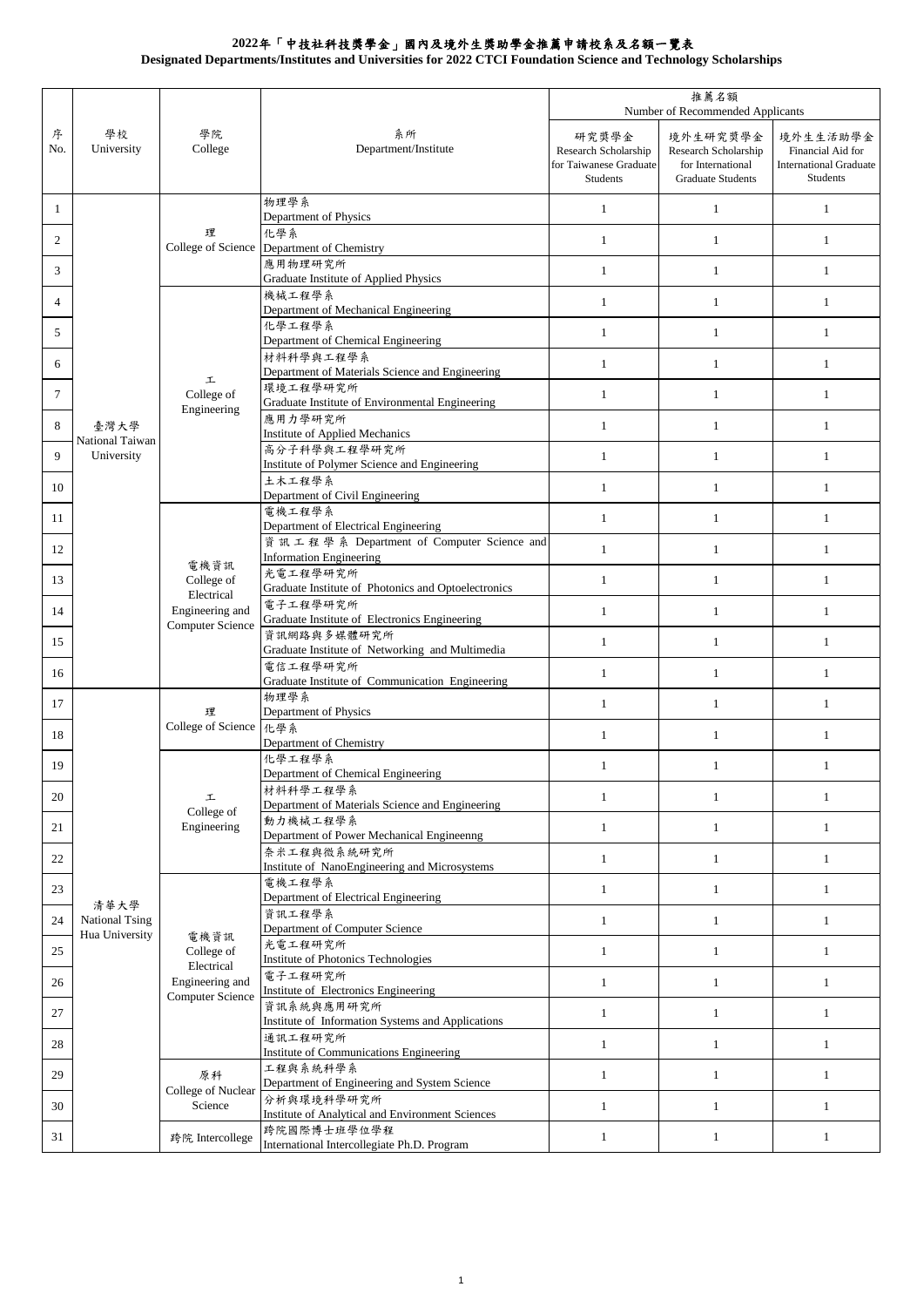# 2022年「中技社科技獎學金」國內及境外生獎助學金推薦申請校系及名額一覽表

**Designated Departments/Institutes and Universities for 2022 CTCI Foundation Science and Technology Scholarships**

| 序 No. | 學校 University | 學院 College | 系所 Department/Institute | 推薦名額 Number of Recommended Applicants | | |
|---|---|---|---|---|---|---|
| | | | | 研究獎學金 Research Scholarship for Taiwanese Graduate Students | 境外生研究獎學金 Research Scholarship for International Graduate Students | 境外生生活助學金 Financial Aid for International Graduate Students |
| 1 | 臺灣大學 National Taiwan University | 理 College of Science | 物理學系 Department of Physics | 1 | 1 | 1 |
| 2 | | | 化學系 Department of Chemistry | 1 | 1 | 1 |
| 3 | | | 應用物理研究所 Graduate Institute of Applied Physics | 1 | 1 | 1 |
| 4 | | 工 College of Engineering | 機械工程學系 Department of Mechanical Engineering | 1 | 1 | 1 |
| 5 | | | 化學工程學系 Department of Chemical Engineering | 1 | 1 | 1 |
| 6 | | | 材料科學與工程學系 Department of Materials Science and Engineering | 1 | 1 | 1 |
| 7 | | | 環境工程學研究所 Graduate Institute of Environmental Engineering | 1 | 1 | 1 |
| 8 | | | 應用力學研究所 Institute of Applied Mechanics | 1 | 1 | 1 |
| 9 | | | 高分子科學與工程學研究所 Institute of Polymer Science and Engineering | 1 | 1 | 1 |
| 10 | | | 土木工程學系 Department of Civil Engineering | 1 | 1 | 1 |
| 11 | | 電機資訊 College of Electrical Engineering and Computer Science | 電機工程學系 Department of Electrical Engineering | 1 | 1 | 1 |
| 12 | | | 資訊工程學系 Department of Computer Science and Information Engineering | 1 | 1 | 1 |
| 13 | | | 光電工程學研究所 Graduate Institute of Photonics and Optoelectronics | 1 | 1 | 1 |
| 14 | | | 電子工程學研究所 Graduate Institute of Electronics Engineering | 1 | 1 | 1 |
| 15 | | | 資訊網路與多媒體研究所 Graduate Institute of Networking and Multimedia | 1 | 1 | 1 |
| 16 | | | 電信工程學研究所 Graduate Institute of Communication Engineering | 1 | 1 | 1 |
| 17 | 清華大學 National Tsing Hua University | 理 College of Science | 物理學系 Department of Physics | 1 | 1 | 1 |
| 18 | | | 化學系 Department of Chemistry | 1 | 1 | 1 |
| 19 | | 工 College of Engineering | 化學工程學系 Department of Chemical Engineering | 1 | 1 | 1 |
| 20 | | | 材料科學工程學系 Department of Materials Science and Engineering | 1 | 1 | 1 |
| 21 | | | 動力機械工程學系 Department of Power Mechanical Engineenng | 1 | 1 | 1 |
| 22 | | | 奈米工程與微系統研究所 Institute of NanoEngineering and Microsystems | 1 | 1 | 1 |
| 23 | | 電機資訊 College of Electrical Engineering and Computer Science | 電機工程學系 Department of Electrical Engineering | 1 | 1 | 1 |
| 24 | | | 資訊工程學系 Department of Computer Science | 1 | 1 | 1 |
| 25 | | | 光電工程研究所 Institute of Photonics Technologies | 1 | 1 | 1 |
| 26 | | | 電子工程研究所 Institute of Electronics Engineering | 1 | 1 | 1 |
| 27 | | | 資訊系統與應用研究所 Institute of Information Systems and Applications | 1 | 1 | 1 |
| 28 | | | 通訊工程研究所 Institute of Communications Engineering | 1 | 1 | 1 |
| 29 | | 原科 College of Nuclear Science | 工程與系統科學系 Department of Engineering and System Science | 1 | 1 | 1 |
| 30 | | | 分析與環境科學研究所 Institute of Analytical and Environment Sciences | 1 | 1 | 1 |
| 31 | | 跨院 Intercollege | 跨院國際博士班學位學程 International Intercollegiate Ph.D. Program | 1 | 1 | 1 |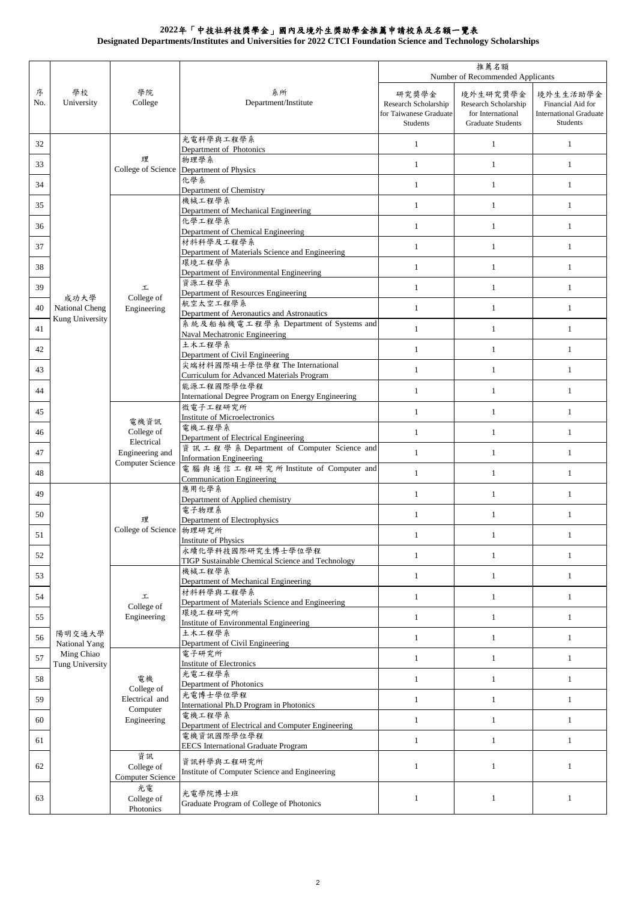# 2022年「中技社科技獎學金」國內及境外生獎助學金推薦申請校系及名額一覽表

**Designated Departments/Institutes and Universities for 2022 CTCI Foundation Science and Technology Scholarships**

| 序 No. | 學校 University | 學院 College | 系所 Department/Institute | 推薦名額 Number of Recommended Applicants | | |
|---|---|---|---|---|---|---|
| | | | | 研究獎學金 Research Scholarship for Taiwanese Graduate Students | 境外生研究獎學金 Research Scholarship for International Graduate Students | 境外生生活助學金 Financial Aid for International Graduate Students |
| 32 | 成功大學 National Cheng Kung University | 理 College of Science | 光電科學與工程學系 Department of Photonics | 1 | 1 | 1 |
| 33 | | | 物理學系 Department of Physics | 1 | 1 | 1 |
| 34 | | | 化學系 Department of Chemistry | 1 | 1 | 1 |
| 35 | | 工 College of Engineering | 機械工程學系 Department of Mechanical Engineering | 1 | 1 | 1 |
| 36 | | | 化學工程學系 Department of Chemical Engineering | 1 | 1 | 1 |
| 37 | | | 材料科學及工程學系 Department of Materials Science and Engineering | 1 | 1 | 1 |
| 38 | | | 環境工程學系 Department of Environmental Engineering | 1 | 1 | 1 |
| 39 | | | 資源工程學系 Department of Resources Engineering | 1 | 1 | 1 |
| 40 | | | 航空太空工程學系 Department of Aeronautics and Astronautics | 1 | 1 | 1 |
| 41 | | | 系統及船舶機電工程學系 Department of Systems and Naval Mechatronic Engineering | 1 | 1 | 1 |
| 42 | | | 土木工程學系 Department of Civil Engineering | 1 | 1 | 1 |
| 43 | | | 尖端材料國際碩士學位學程 The International Curriculum for Advanced Materials Program | 1 | 1 | 1 |
| 44 | | | 能源工程國際學位學程 International Degree Program on Energy Engineering | 1 | 1 | 1 |
| 45 | | 電機資訊 College of Electrical Engineering and Computer Science | 微電子工程研究所 Institute of Microelectronics | 1 | 1 | 1 |
| 46 | | | 電機工程學系 Department of Electrical Engineering | 1 | 1 | 1 |
| 47 | | | 資訊工程學系 Department of Computer Science and Information Engineering | 1 | 1 | 1 |
| 48 | | | 電腦與通信工程研究所 Institute of Computer and Communication Engineering | 1 | 1 | 1 |
| 49 | 陽明交通大學 National Yang Ming Chiao Tung University | 理 College of Science | 應用化學系 Department of Applied chemistry | 1 | 1 | 1 |
| 50 | | | 電子物理系 Department of Electrophysics | 1 | 1 | 1 |
| 51 | | | 物理研究所 Institute of Physics | 1 | 1 | 1 |
| 52 | | | 永續化學科技國際研究生博士學位學程 TIGP Sustainable Chemical Science and Technology | 1 | 1 | 1 |
| 53 | | 工 College of Engineering | 機械工程學系 Department of Mechanical Engineering | 1 | 1 | 1 |
| 54 | | | 材料科學與工程學系 Department of Materials Science and Engineering | 1 | 1 | 1 |
| 55 | | | 環境工程研究所 Institute of Environmental Engineering | 1 | 1 | 1 |
| 56 | | | 土木工程學系 Department of Civil Engineering | 1 | 1 | 1 |
| 57 | | 電機 College of Electrical and Computer Engineering | 電子研究所 Institute of Electronics | 1 | 1 | 1 |
| 58 | | | 光電工程學系 Department of Photonics | 1 | 1 | 1 |
| 59 | | | 光電博士學位學程 International Ph.D Program in Photonics | 1 | 1 | 1 |
| 60 | | | 電機工程學系 Department of Electrical and Computer Engineering | 1 | 1 | 1 |
| 61 | | | 電機資訊國際學位學程 EECS International Graduate Program | 1 | 1 | 1 |
| 62 | | 資訊 College of Computer Science | 資訊科學與工程研究所 Institute of Computer Science and Engineering | 1 | 1 | 1 |
| 63 | | 光電 College of Photonics | 光電學院博士班 Graduate Program of College of Photonics | 1 | 1 | 1 |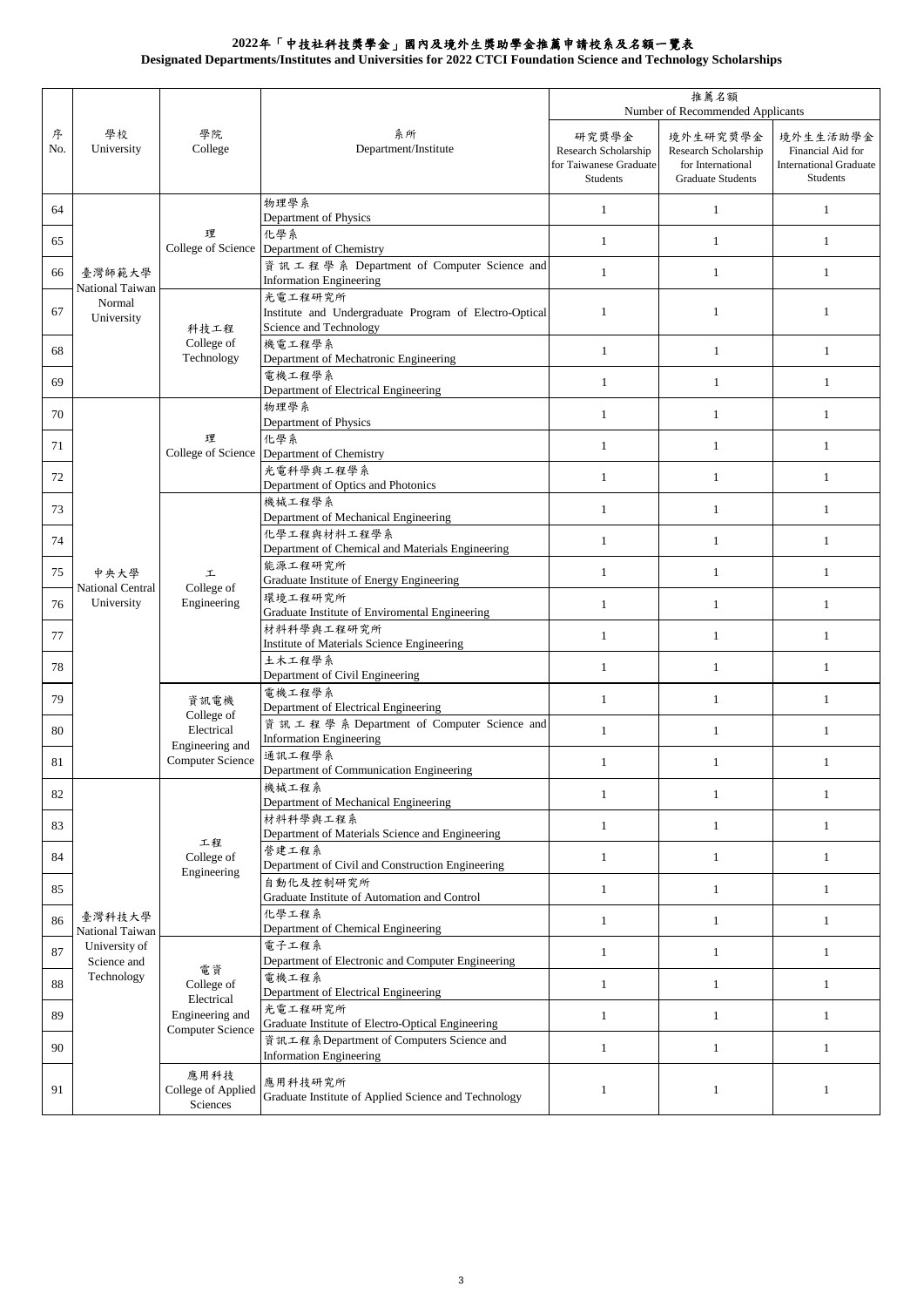# 2022年「中技社科技獎學金」國內及境外生獎助學金推薦申請校系及名額一覽表

**Designated Departments/Institutes and Universities for 2022 CTCI Foundation Science and Technology Scholarships**

| 序 No. | 學校 University | 學院 College | 系所 Department/Institute | 推薦名額 Number of Recommended Applicants | | |
|---|---|---|---|---|---|---|
| | | | | 研究獎學金 Research Scholarship for Taiwanese Graduate Students | 境外生研究獎學金 Research Scholarship for International Graduate Students | 境外生生活助學金 Financial Aid for International Graduate Students |
| 64 | 臺灣師範大學 National Taiwan Normal University | 理 College of Science | 物理學系 Department of Physics | 1 | 1 | 1 |
| 65 | | | 化學系 Department of Chemistry | 1 | 1 | 1 |
| 66 | | | 資訊工程學系 Department of Computer Science and Information Engineering | 1 | 1 | 1 |
| 67 | | 科技工程 College of Technology | 光電工程研究所 Institute and Undergraduate Program of Electro-Optical Science and Technology | 1 | 1 | 1 |
| 68 | | | 機電工程學系 Department of Mechatronic Engineering | 1 | 1 | 1 |
| 69 | | | 電機工程學系 Department of Electrical Engineering | 1 | 1 | 1 |
| 70 | 中央大學 National Central University | 理 College of Science | 物理學系 Department of Physics | 1 | 1 | 1 |
| 71 | | | 化學系 Department of Chemistry | 1 | 1 | 1 |
| 72 | | | 光電科學與工程學系 Department of Optics and Photonics | 1 | 1 | 1 |
| 73 | | 工 College of Engineering | 機械工程學系 Department of Mechanical Engineering | 1 | 1 | 1 |
| 74 | | | 化學工程與材料工程學系 Department of Chemical and Materials Engineering | 1 | 1 | 1 |
| 75 | | | 能源工程研究所 Graduate Institute of Energy Engineering | 1 | 1 | 1 |
| 76 | | | 環境工程研究所 Graduate Institute of Enviromental Engineering | 1 | 1 | 1 |
| 77 | | | 材料科學與工程研究所 Institute of Materials Science Engineering | 1 | 1 | 1 |
| 78 | | | 土木工程學系 Department of Civil Engineering | 1 | 1 | 1 |
| 79 | | 資訊電機 College of Electrical Engineering and Computer Science | 電機工程學系 Department of Electrical Engineering | 1 | 1 | 1 |
| 80 | | | 資訊工程學系 Department of Computer Science and Information Engineering | 1 | 1 | 1 |
| 81 | | | 通訊工程學系 Department of Communication Engineering | 1 | 1 | 1 |
| 82 | 臺灣科技大學 National Taiwan University of Science and Technology | 工程 College of Engineering | 機械工程系 Department of Mechanical Engineering | 1 | 1 | 1 |
| 83 | | | 材料科學與工程系 Department of Materials Science and Engineering | 1 | 1 | 1 |
| 84 | | | 營建工程系 Department of Civil and Construction Engineering | 1 | 1 | 1 |
| 85 | | | 自動化及控制研究所 Graduate Institute of Automation and Control | 1 | 1 | 1 |
| 86 | | | 化學工程系 Department of Chemical Engineering | 1 | 1 | 1 |
| 87 | | 電資 College of Electrical Engineering and Computer Science | 電子工程系 Department of Electronic and Computer Engineering | 1 | 1 | 1 |
| 88 | | | 電機工程系 Department of Electrical Engineering | 1 | 1 | 1 |
| 89 | | | 光電工程研究所 Graduate Institute of Electro-Optical Engineering | 1 | 1 | 1 |
| 90 | | | 資訊工程系Department of Computers Science and Information Engineering | 1 | 1 | 1 |
| 91 | | 應用科技 College of Applied Sciences | 應用科技研究所 Graduate Institute of Applied Science and Technology | 1 | 1 | 1 |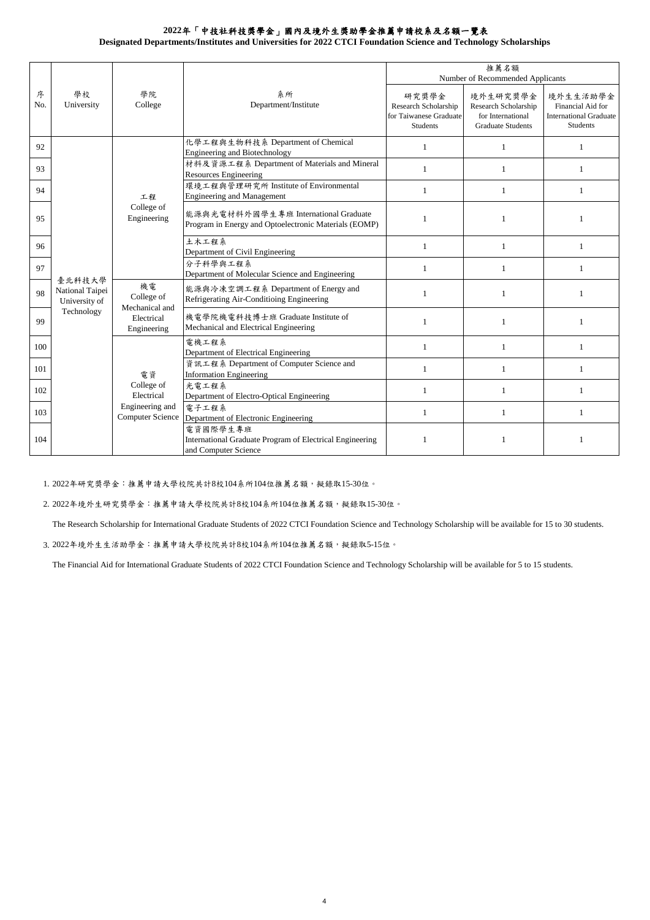# 2022年「中技社科技獎學金」國內及境外生獎助學金推薦申請校系及名額一覽表

**Designated Departments/Institutes and Universities for 2022 CTCI Foundation Science and Technology Scholarships**

| 序 No. | 學校 University | 學院 College | 系所 Department/Institute | 推薦名額 Number of Recommended Applicants | | |
|---|---|---|---|---|---|---|
| | | | | 研究獎學金 Research Scholarship for Taiwanese Graduate Students | 境外生研究獎學金 Research Scholarship for International Graduate Students | 境外生生活助學金 Financial Aid for International Graduate Students |
| 92 | 臺北科技大學 National Taipei University of Technology | 工程 College of Engineering | 化學工程與生物科技系 Department of Chemical Engineering and Biotechnology | 1 | 1 | 1 |
| 93 | | | 材料及資源工程系 Department of Materials and Mineral Resources Engineering | 1 | 1 | 1 |
| 94 | | | 環境工程與管理研究所 Institute of Environmental Engineering and Management | 1 | 1 | 1 |
| 95 | | | 能源與光電材料外國學生專班 International Graduate Program in Energy and Optoelectronic Materials (EOMP) | 1 | 1 | 1 |
| 96 | | | 土木工程系 Department of Civil Engineering | 1 | 1 | 1 |
| 97 | | | 分子科學與工程系 Department of Molecular Science and Engineering | 1 | 1 | 1 |
| 98 | | 機電 College of Mechanical and Electrical Engineering | 能源與冷凍空調工程系 Department of Energy and Refrigerating Air-Conditioing Engineering | 1 | 1 | 1 |
| 99 | | | 機電學院機電科技博士班 Graduate Institute of Mechanical and Electrical Engineering | 1 | 1 | 1 |
| 100 | | 電資 College of Electrical Engineering and Computer Science | 電機工程系 Department of Electrical Engineering | 1 | 1 | 1 |
| 101 | | | 資訊工程系 Department of Computer Science and Information Engineering | 1 | 1 | 1 |
| 102 | | | 光電工程系 Department of Electro-Optical Engineering | 1 | 1 | 1 |
| 103 | | | 電子工程系 Department of Electronic Engineering | 1 | 1 | 1 |
| 104 | | | 電資國際學生專班 International Graduate Program of Electrical Engineering and Computer Science | 1 | 1 | 1 |

1. 2022年研究獎學金：推薦申請大學校院共計8校104系所104位推薦名額，擬錄取15-30位。
2. 2022年境外生研究獎學金：推薦申請大學校院共計8校104系所104位推薦名額，擬錄取15-30位。

   The Research Scholarship for International Graduate Students of 2022 CTCI Foundation Science and Technology Scholarship will be available for 15 to 30 students.

3. 2022年境外生生活助學金：推薦申請大學校院共計8校104系所104位推薦名額，擬錄取5-15位。

   The Financial Aid for International Graduate Students of 2022 CTCI Foundation Science and Technology Scholarship will be available for 5 to 15 students.